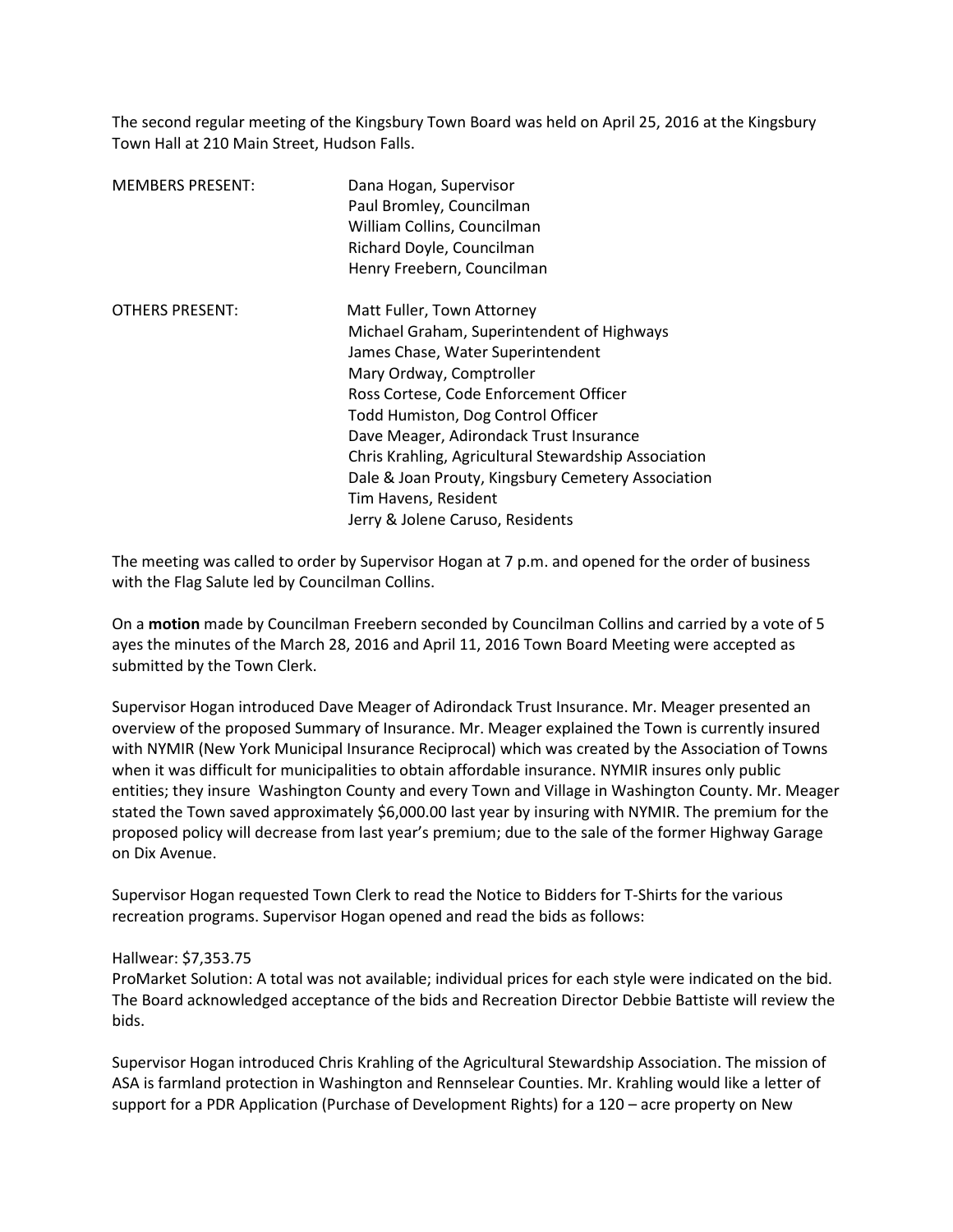The second regular meeting of the Kingsbury Town Board was held on April 25, 2016 at the Kingsbury Town Hall at 210 Main Street, Hudson Falls.

| | |
|---|---|
| MEMBERS PRESENT: | Dana Hogan, Supervisor |
| | Paul Bromley, Councilman |
| | William Collins, Councilman |
| | Richard Doyle, Councilman |
| | Henry Freebern, Councilman |
| OTHERS PRESENT: | Matt Fuller, Town Attorney |
| | Michael Graham, Superintendent of Highways |
| | James Chase, Water Superintendent |
| | Mary Ordway, Comptroller |
| | Ross Cortese, Code Enforcement Officer |
| | Todd Humiston, Dog Control Officer |
| | Dave Meager, Adirondack Trust Insurance |
| | Chris Krahling, Agricultural Stewardship Association |
| | Dale & Joan Prouty, Kingsbury Cemetery Association |
| | Tim Havens, Resident |
| | Jerry & Jolene Caruso, Residents |

The meeting was called to order by Supervisor Hogan at 7 p.m. and opened for the order of business with the Flag Salute led by Councilman Collins.

On a **motion** made by Councilman Freebern seconded by Councilman Collins and carried by a vote of 5 ayes the minutes of the March 28, 2016 and April 11, 2016 Town Board Meeting were accepted as submitted by the Town Clerk.

Supervisor Hogan introduced Dave Meager of Adirondack Trust Insurance. Mr. Meager presented an overview of the proposed Summary of Insurance. Mr. Meager explained the Town is currently insured with NYMIR (New York Municipal Insurance Reciprocal) which was created by the Association of Towns when it was difficult for municipalities to obtain affordable insurance. NYMIR insures only public entities; they insure Washington County and every Town and Village in Washington County. Mr. Meager stated the Town saved approximately $6,000.00 last year by insuring with NYMIR. The premium for the proposed policy will decrease from last year's premium; due to the sale of the former Highway Garage on Dix Avenue.

Supervisor Hogan requested Town Clerk to read the Notice to Bidders for T-Shirts for the various recreation programs. Supervisor Hogan opened and read the bids as follows:

Hallwear: $7,353.75
ProMarket Solution: A total was not available; individual prices for each style were indicated on the bid. The Board acknowledged acceptance of the bids and Recreation Director Debbie Battiste will review the bids.

Supervisor Hogan introduced Chris Krahling of the Agricultural Stewardship Association. The mission of ASA is farmland protection in Washington and Rennselear Counties. Mr. Krahling would like a letter of support for a PDR Application (Purchase of Development Rights) for a 120 – acre property on New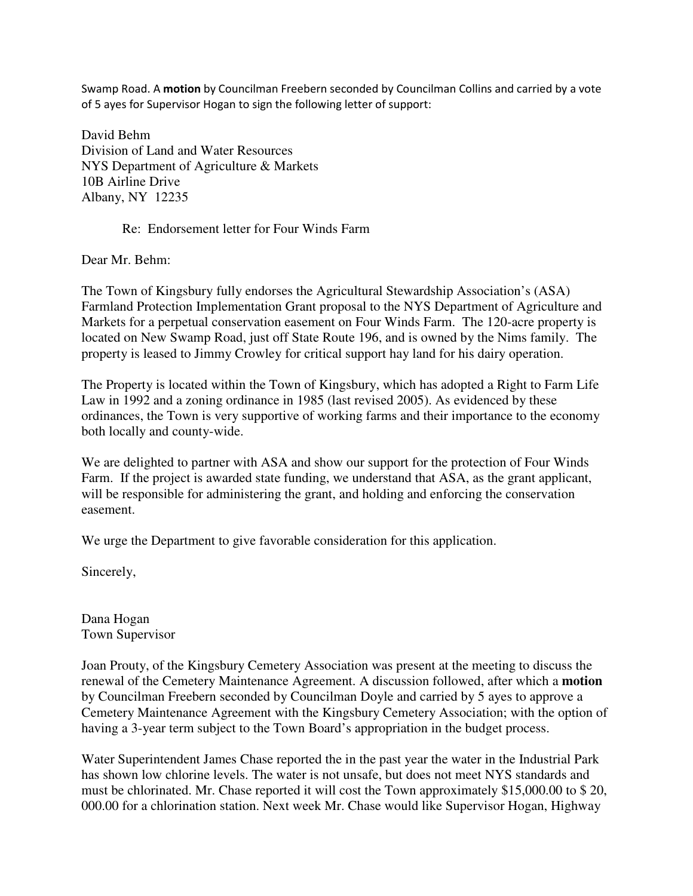Swamp Road. A **motion** by Councilman Freebern seconded by Councilman Collins and carried by a vote of 5 ayes for Supervisor Hogan to sign the following letter of support:

David Behm
Division of Land and Water Resources
NYS Department of Agriculture & Markets
10B Airline Drive
Albany, NY 12235

Re: Endorsement letter for Four Winds Farm

Dear Mr. Behm:

The Town of Kingsbury fully endorses the Agricultural Stewardship Association's (ASA) Farmland Protection Implementation Grant proposal to the NYS Department of Agriculture and Markets for a perpetual conservation easement on Four Winds Farm. The 120-acre property is located on New Swamp Road, just off State Route 196, and is owned by the Nims family. The property is leased to Jimmy Crowley for critical support hay land for his dairy operation.

The Property is located within the Town of Kingsbury, which has adopted a Right to Farm Life Law in 1992 and a zoning ordinance in 1985 (last revised 2005). As evidenced by these ordinances, the Town is very supportive of working farms and their importance to the economy both locally and county-wide.

We are delighted to partner with ASA and show our support for the protection of Four Winds Farm. If the project is awarded state funding, we understand that ASA, as the grant applicant, will be responsible for administering the grant, and holding and enforcing the conservation easement.

We urge the Department to give favorable consideration for this application.

Sincerely,

Dana Hogan
Town Supervisor

Joan Prouty, of the Kingsbury Cemetery Association was present at the meeting to discuss the renewal of the Cemetery Maintenance Agreement. A discussion followed, after which a **motion** by Councilman Freebern seconded by Councilman Doyle and carried by 5 ayes to approve a Cemetery Maintenance Agreement with the Kingsbury Cemetery Association; with the option of having a 3-year term subject to the Town Board's appropriation in the budget process.

Water Superintendent James Chase reported the in the past year the water in the Industrial Park has shown low chlorine levels. The water is not unsafe, but does not meet NYS standards and must be chlorinated. Mr. Chase reported it will cost the Town approximately $15,000.00 to $ 20, 000.00 for a chlorination station. Next week Mr. Chase would like Supervisor Hogan, Highway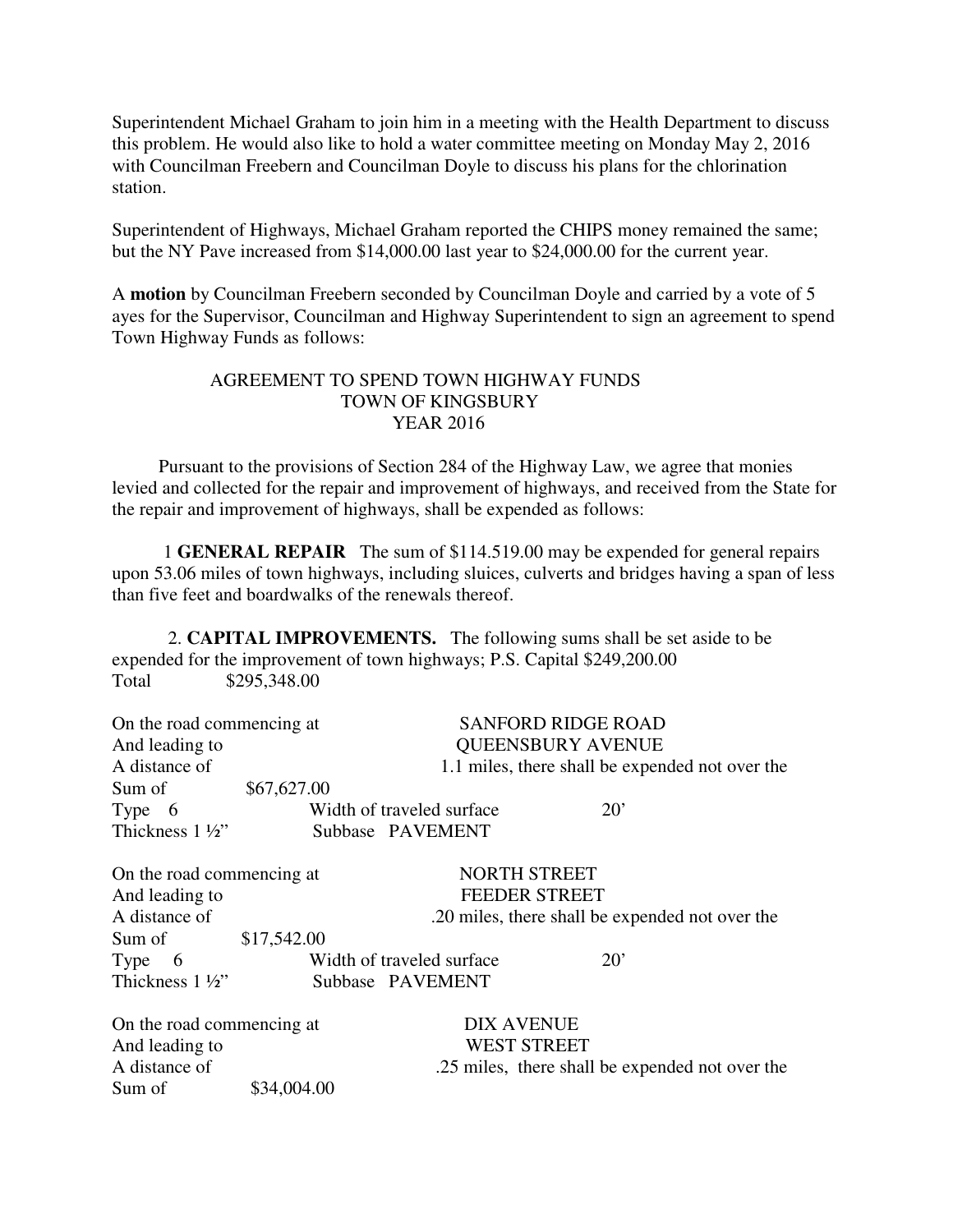Superintendent Michael Graham to join him in a meeting with the Health Department to discuss this problem. He would also like to hold a water committee meeting on Monday May 2, 2016 with Councilman Freebern and Councilman Doyle to discuss his plans for the chlorination station.

Superintendent of Highways, Michael Graham reported the CHIPS money remained the same; but the NY Pave increased from $14,000.00 last year to $24,000.00 for the current year.

A **motion** by Councilman Freebern seconded by Councilman Doyle and carried by a vote of 5 ayes for the Supervisor, Councilman and Highway Superintendent to sign an agreement to spend Town Highway Funds as follows:

AGREEMENT TO SPEND TOWN HIGHWAY FUNDS
TOWN OF KINGSBURY
YEAR 2016

Pursuant to the provisions of Section 284 of the Highway Law, we agree that monies levied and collected for the repair and improvement of highways, and received from the State for the repair and improvement of highways, shall be expended as follows:

1 **GENERAL REPAIR** The sum of $114.519.00 may be expended for general repairs upon 53.06 miles of town highways, including sluices, culverts and bridges having a span of less than five feet and boardwalks of the renewals thereof.

2. **CAPITAL IMPROVEMENTS.** The following sums shall be set aside to be expended for the improvement of town highways; P.S. Capital $249,200.00
Total $295,348.00

On the road commencing at SANFORD RIDGE ROAD
And leading to QUEENSBURY AVENUE
A distance of 1.1 miles, there shall be expended not over the
Sum of $67,627.00
Type 6 Width of traveled surface 20'
Thickness 1 ½" Subbase PAVEMENT

On the road commencing at NORTH STREET
And leading to FEEDER STREET
A distance of .20 miles, there shall be expended not over the
Sum of $17,542.00
Type 6 Width of traveled surface 20'
Thickness 1 ½" Subbase PAVEMENT

On the road commencing at DIX AVENUE
And leading to WEST STREET
A distance of .25 miles, there shall be expended not over the
Sum of $34,004.00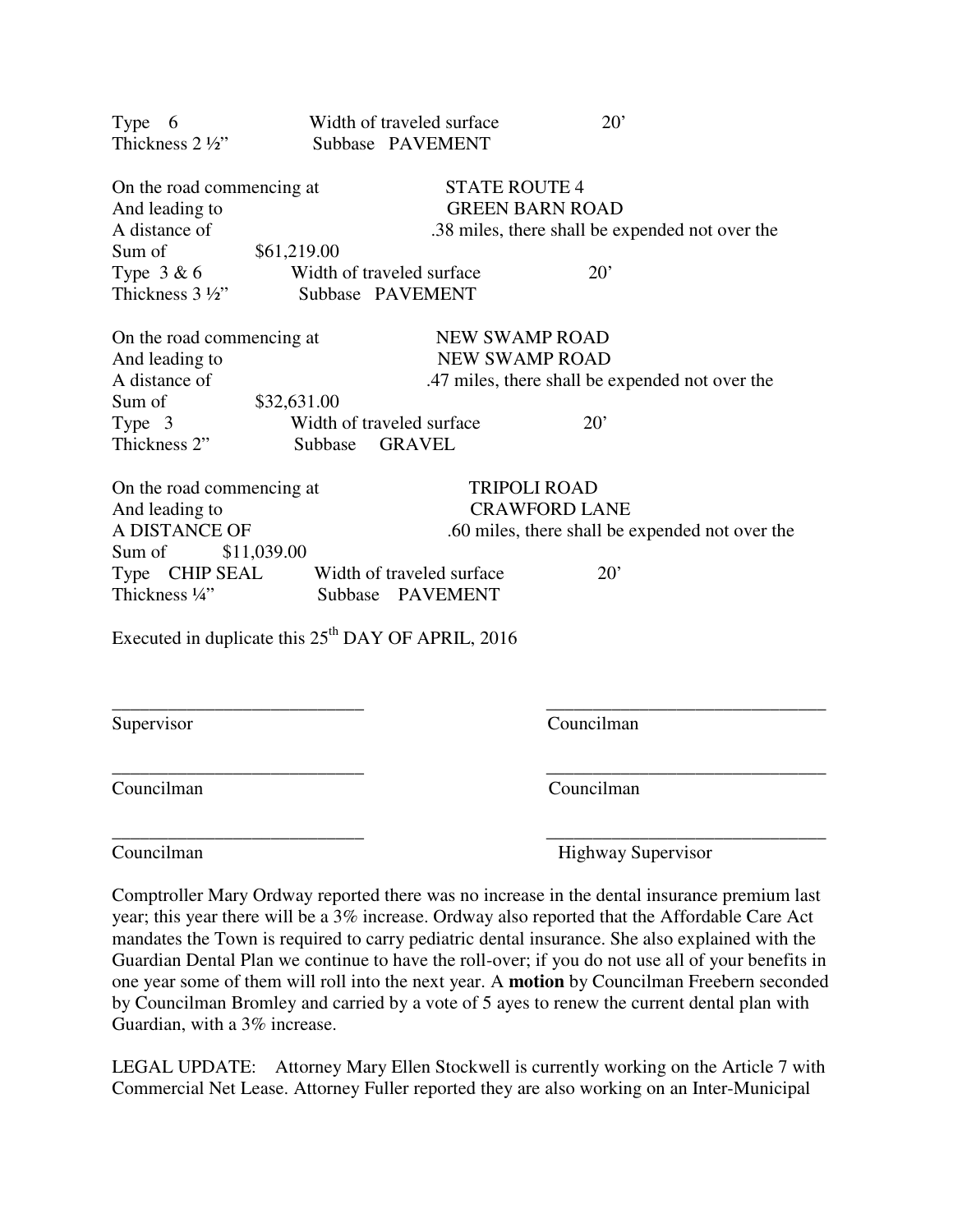Type 6 Width of traveled surface 20'
Thickness 2 ½" Subbase PAVEMENT

On the road commencing at STATE ROUTE 4
And leading to GREEN BARN ROAD
A distance of .38 miles, there shall be expended not over the
Sum of $61,219.00
Type 3 & 6 Width of traveled surface 20'
Thickness 3 ½" Subbase PAVEMENT

On the road commencing at NEW SWAMP ROAD
And leading to NEW SWAMP ROAD
A distance of .47 miles, there shall be expended not over the
Sum of $32,631.00
Type 3 Width of traveled surface 20'
Thickness 2" Subbase GRAVEL

On the road commencing at TRIPOLI ROAD
And leading to CRAWFORD LANE
A DISTANCE OF .60 miles, there shall be expended not over the
Sum of $11,039.00
Type CHIP SEAL Width of traveled surface 20'
Thickness ¼" Subbase PAVEMENT

Executed in duplicate this 25th DAY OF APRIL, 2016

| | |
|---|---|
| ___________________________ | ______________________________ |
| Supervisor | Councilman |
| ___________________________ | ______________________________ |
| Councilman | Councilman |
| ___________________________ | ______________________________ |
| Councilman | Highway Supervisor |

Comptroller Mary Ordway reported there was no increase in the dental insurance premium last year; this year there will be a 3% increase. Ordway also reported that the Affordable Care Act mandates the Town is required to carry pediatric dental insurance. She also explained with the Guardian Dental Plan we continue to have the roll-over; if you do not use all of your benefits in one year some of them will roll into the next year. A **motion** by Councilman Freebern seconded by Councilman Bromley and carried by a vote of 5 ayes to renew the current dental plan with Guardian, with a 3% increase.

LEGAL UPDATE: Attorney Mary Ellen Stockwell is currently working on the Article 7 with Commercial Net Lease. Attorney Fuller reported they are also working on an Inter-Municipal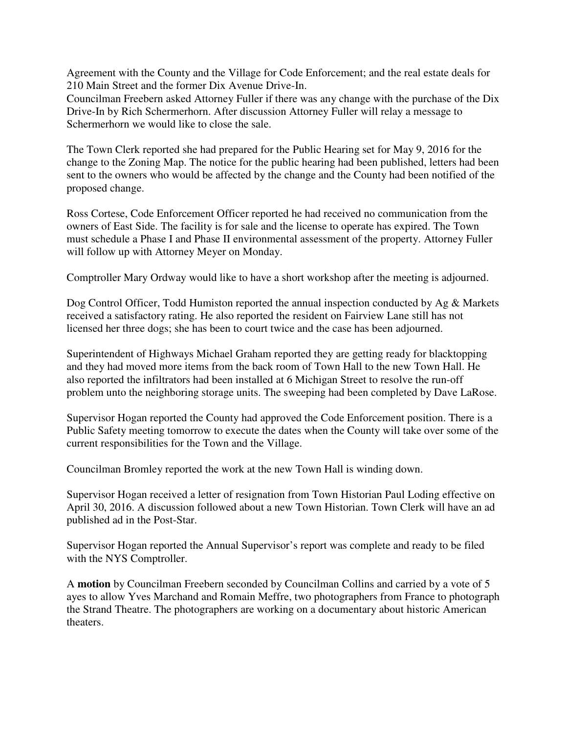Agreement with the County and the Village for Code Enforcement; and the real estate deals for 210 Main Street and the former Dix Avenue Drive-In.
Councilman Freebern asked Attorney Fuller if there was any change with the purchase of the Dix Drive-In by Rich Schermerhorn. After discussion Attorney Fuller will relay a message to Schermerhorn we would like to close the sale.

The Town Clerk reported she had prepared for the Public Hearing set for May 9, 2016 for the change to the Zoning Map. The notice for the public hearing had been published, letters had been sent to the owners who would be affected by the change and the County had been notified of the proposed change.

Ross Cortese, Code Enforcement Officer reported he had received no communication from the owners of East Side. The facility is for sale and the license to operate has expired. The Town must schedule a Phase I and Phase II environmental assessment of the property. Attorney Fuller will follow up with Attorney Meyer on Monday.

Comptroller Mary Ordway would like to have a short workshop after the meeting is adjourned.

Dog Control Officer, Todd Humiston reported the annual inspection conducted by Ag & Markets received a satisfactory rating. He also reported the resident on Fairview Lane still has not licensed her three dogs; she has been to court twice and the case has been adjourned.

Superintendent of Highways Michael Graham reported they are getting ready for blacktopping and they had moved more items from the back room of Town Hall to the new Town Hall. He also reported the infiltrators had been installed at 6 Michigan Street to resolve the run-off problem unto the neighboring storage units. The sweeping had been completed by Dave LaRose.

Supervisor Hogan reported the County had approved the Code Enforcement position. There is a Public Safety meeting tomorrow to execute the dates when the County will take over some of the current responsibilities for the Town and the Village.

Councilman Bromley reported the work at the new Town Hall is winding down.

Supervisor Hogan received a letter of resignation from Town Historian Paul Loding effective on April 30, 2016. A discussion followed about a new Town Historian. Town Clerk will have an ad published ad in the Post-Star.

Supervisor Hogan reported the Annual Supervisor's report was complete and ready to be filed with the NYS Comptroller.

A **motion** by Councilman Freebern seconded by Councilman Collins and carried by a vote of 5 ayes to allow Yves Marchand and Romain Meffre, two photographers from France to photograph the Strand Theatre. The photographers are working on a documentary about historic American theaters.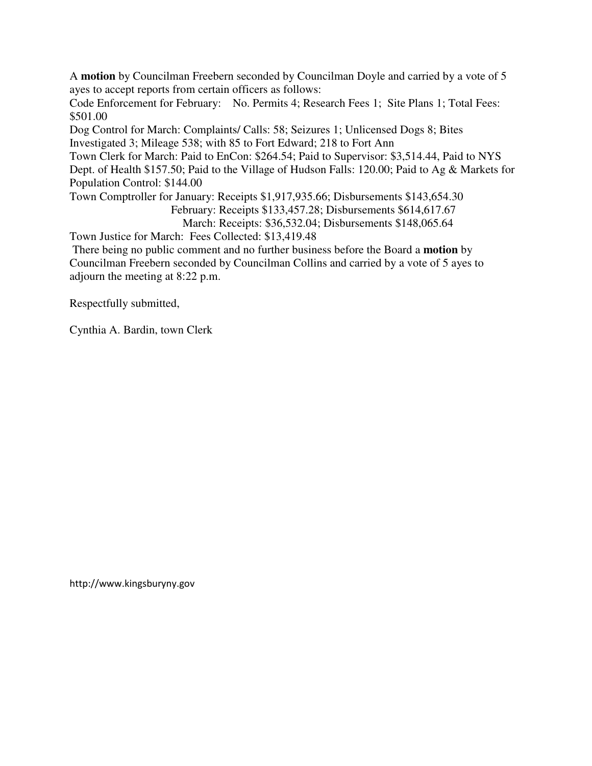A **motion** by Councilman Freebern seconded by Councilman Doyle and carried by a vote of 5 ayes to accept reports from certain officers as follows:

Code Enforcement for February: No. Permits 4; Research Fees 1; Site Plans 1; Total Fees: $501.00

Dog Control for March: Complaints/ Calls: 58; Seizures 1; Unlicensed Dogs 8; Bites Investigated 3; Mileage 538; with 85 to Fort Edward; 218 to Fort Ann

Town Clerk for March: Paid to EnCon: $264.54; Paid to Supervisor: $3,514.44, Paid to NYS Dept. of Health $157.50; Paid to the Village of Hudson Falls: 120.00; Paid to Ag & Markets for Population Control: $144.00

Town Comptroller for January: Receipts $1,917,935.66; Disbursements $143,654.30
February: Receipts $133,457.28; Disbursements $614,617.67
March: Receipts: $36,532.04; Disbursements $148,065.64

Town Justice for March: Fees Collected: $13,419.48

There being no public comment and no further business before the Board a **motion** by Councilman Freebern seconded by Councilman Collins and carried by a vote of 5 ayes to adjourn the meeting at 8:22 p.m.

Respectfully submitted,

Cynthia A. Bardin, town Clerk

http://www.kingsburyny.gov